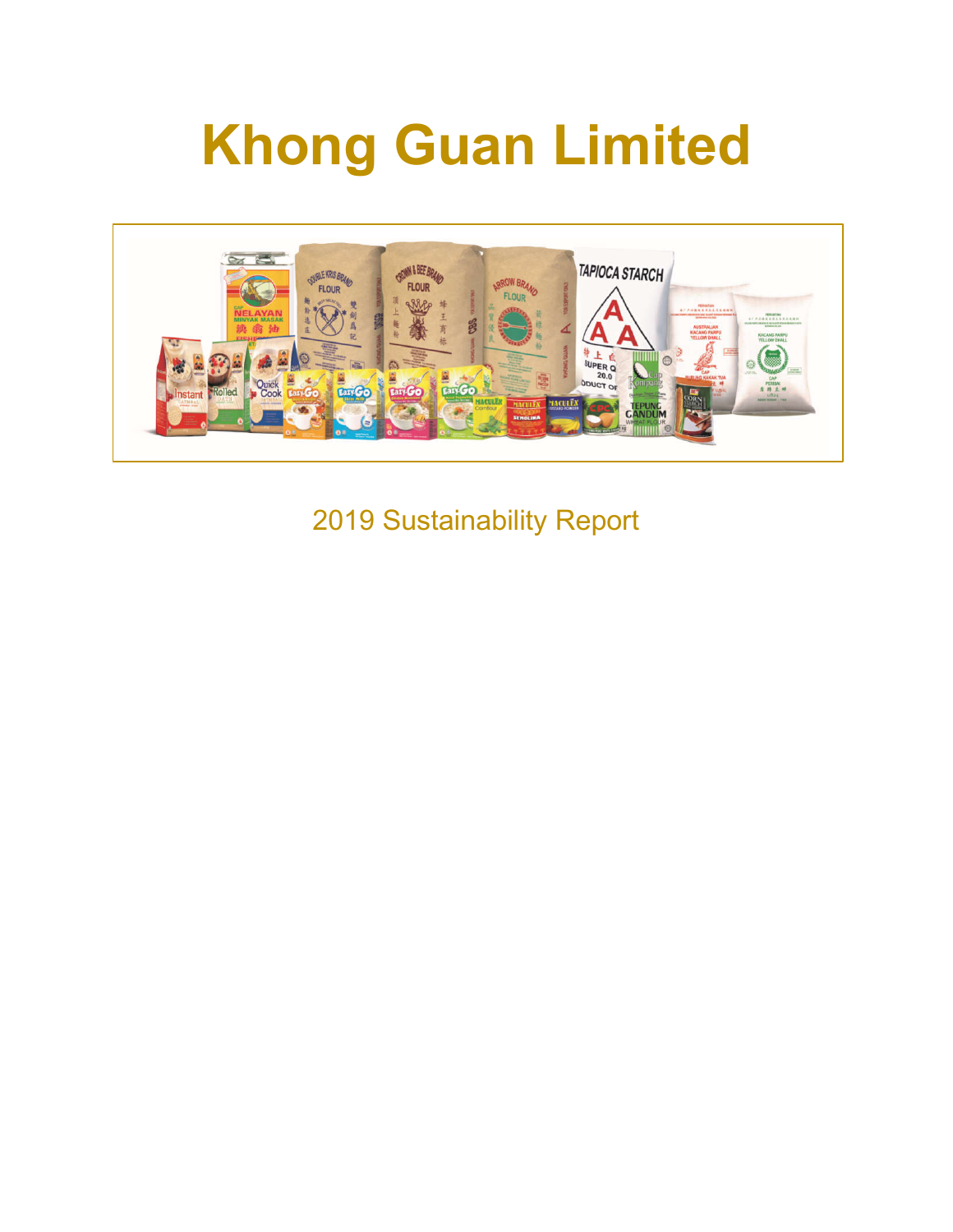# Khong Guan Limited

2019 Sustainability Report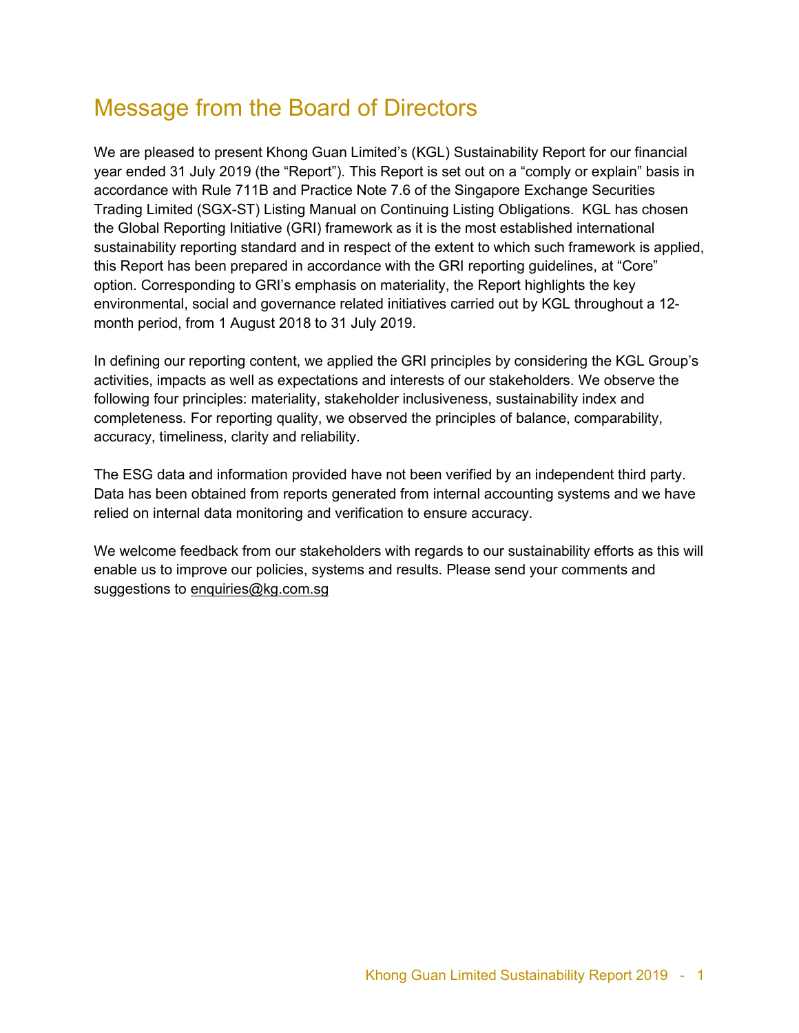# Message from the Board of Directors

We are pleased to present Khong Guan Limited's (KGL) Sustainability Report for our financial year ended 31 July 2019 (the "Report"). This Report is set out on a "comply or explain" basis in accordance with Rule 711B and Practice Note 7.6 of the Singapore Exchange Securities Trading Limited (SGX-ST) Listing Manual on Continuing Listing Obligations. KGL has chosen the Global Reporting Initiative (GRI) framework as it is the most established international sustainability reporting standard and in respect of the extent to which such framework is applied, this Report has been prepared in accordance with the GRI reporting guidelines, at "Core" option. Corresponding to GRI's emphasis on materiality, the Report highlights the key environmental, social and governance related initiatives carried out by KGL throughout a 12-month period, from 1 August 2018 to 31 July 2019.

In defining our reporting content, we applied the GRI principles by considering the KGL Group's activities, impacts as well as expectations and interests of our stakeholders. We observe the following four principles: materiality, stakeholder inclusiveness, sustainability index and completeness. For reporting quality, we observed the principles of balance, comparability, accuracy, timeliness, clarity and reliability.

The ESG data and information provided have not been verified by an independent third party. Data has been obtained from reports generated from internal accounting systems and we have relied on internal data monitoring and verification to ensure accuracy.

We welcome feedback from our stakeholders with regards to our sustainability efforts as this will enable us to improve our policies, systems and results. Please send your comments and suggestions to enquiries@kg.com.sg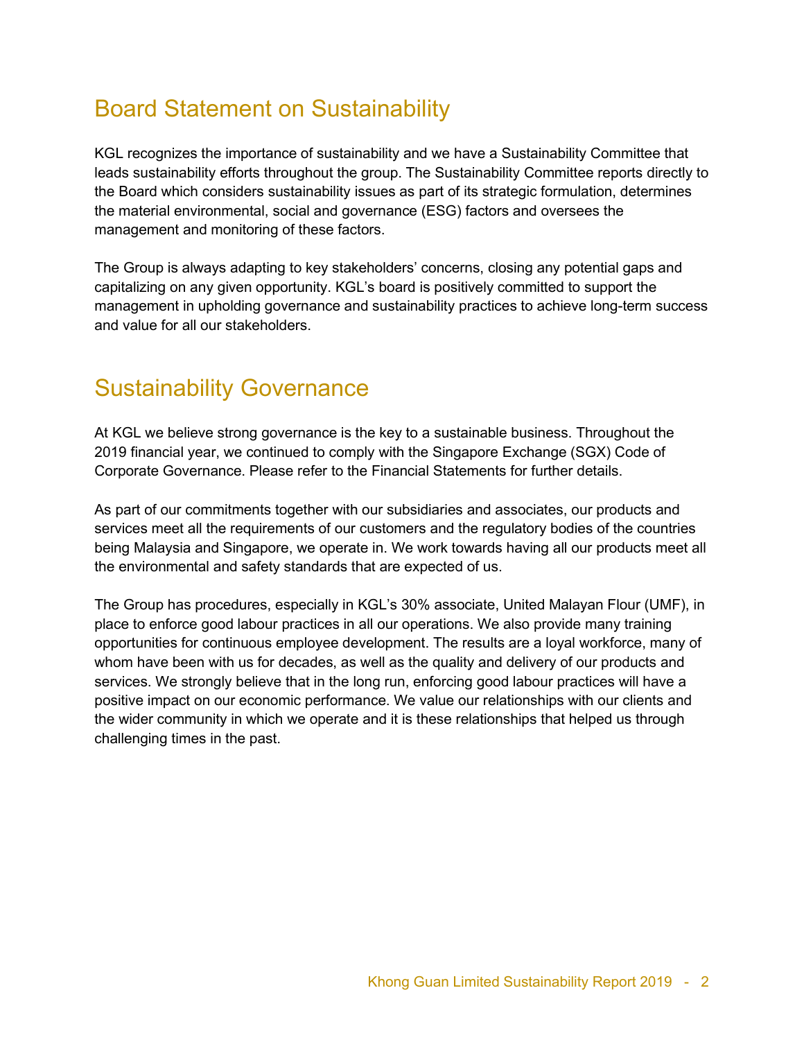## Board Statement on Sustainability

KGL recognizes the importance of sustainability and we have a Sustainability Committee that leads sustainability efforts throughout the group. The Sustainability Committee reports directly to the Board which considers sustainability issues as part of its strategic formulation, determines the material environmental, social and governance (ESG) factors and oversees the management and monitoring of these factors.

The Group is always adapting to key stakeholders' concerns, closing any potential gaps and capitalizing on any given opportunity. KGL's board is positively committed to support the management in upholding governance and sustainability practices to achieve long-term success and value for all our stakeholders.

## Sustainability Governance

At KGL we believe strong governance is the key to a sustainable business. Throughout the 2019 financial year, we continued to comply with the Singapore Exchange (SGX) Code of Corporate Governance. Please refer to the Financial Statements for further details.

As part of our commitments together with our subsidiaries and associates, our products and services meet all the requirements of our customers and the regulatory bodies of the countries being Malaysia and Singapore, we operate in. We work towards having all our products meet all the environmental and safety standards that are expected of us.

The Group has procedures, especially in KGL's 30% associate, United Malayan Flour (UMF), in place to enforce good labour practices in all our operations. We also provide many training opportunities for continuous employee development. The results are a loyal workforce, many of whom have been with us for decades, as well as the quality and delivery of our products and services. We strongly believe that in the long run, enforcing good labour practices will have a positive impact on our economic performance. We value our relationships with our clients and the wider community in which we operate and it is these relationships that helped us through challenging times in the past.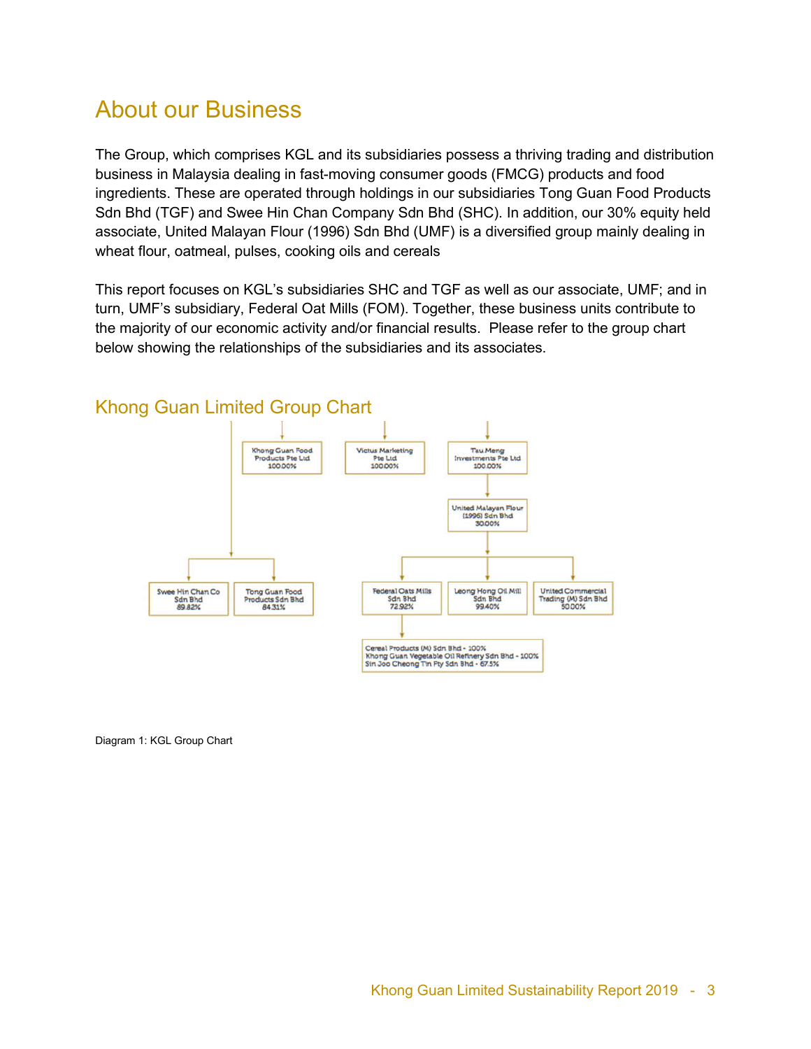# About our Business

The Group, which comprises KGL and its subsidiaries possess a thriving trading and distribution business in Malaysia dealing in fast-moving consumer goods (FMCG) products and food ingredients. These are operated through holdings in our subsidiaries Tong Guan Food Products Sdn Bhd (TGF) and Swee Hin Chan Company Sdn Bhd (SHC). In addition, our 30% equity held associate, United Malayan Flour (1996) Sdn Bhd (UMF) is a diversified group mainly dealing in wheat flour, oatmeal, pulses, cooking oils and cereals

This report focuses on KGL's subsidiaries SHC and TGF as well as our associate, UMF; and in turn, UMF's subsidiary, Federal Oat Mills (FOM). Together, these business units contribute to the majority of our economic activity and/or financial results. Please refer to the group chart below showing the relationships of the subsidiaries and its associates.

## Khong Guan Limited Group Chart

- Khong Guan Food Products Pte Ltd 100.00%
- Victus Marketing Pte Ltd 100.00%
- Tau Meng Investments Pte Ltd 100.00%
  - United Malayan Flour (1996) Sdn Bhd 30.00%
    - Federal Oats Mills Sdn Bhd 72.92%
      - Cereal Products (M) Sdn Bhd - 100%
      - Khong Guan Vegetable Oil Refinery Sdn Bhd - 100%
      - Sin Joo Cheong Tin Fty Sdn Bhd - 67.5%
    - Leong Hong Oil Mill Sdn Bhd 99.40%
    - United Commercial Trading (M) Sdn Bhd 50.00%
- Swee Hin Chan Co Sdn Bhd 89.82%
- Tong Guan Food Products Sdn Bhd 84.31%

Diagram 1: KGL Group Chart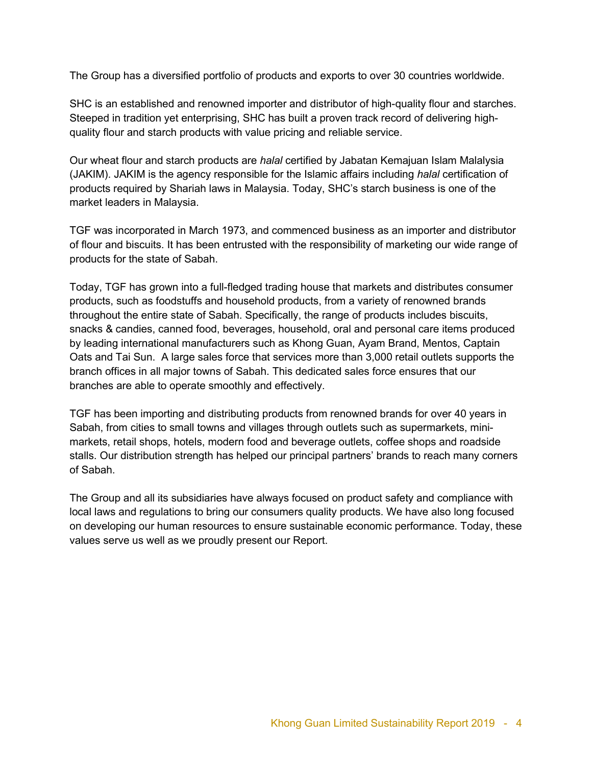The Group has a diversified portfolio of products and exports to over 30 countries worldwide.

SHC is an established and renowned importer and distributor of high-quality flour and starches. Steeped in tradition yet enterprising, SHC has built a proven track record of delivering high-quality flour and starch products with value pricing and reliable service.

Our wheat flour and starch products are *halal* certified by Jabatan Kemajuan Islam Malalysia (JAKIM). JAKIM is the agency responsible for the Islamic affairs including *halal* certification of products required by Shariah laws in Malaysia. Today, SHC's starch business is one of the market leaders in Malaysia.

TGF was incorporated in March 1973, and commenced business as an importer and distributor of flour and biscuits. It has been entrusted with the responsibility of marketing our wide range of products for the state of Sabah.

Today, TGF has grown into a full-fledged trading house that markets and distributes consumer products, such as foodstuffs and household products, from a variety of renowned brands throughout the entire state of Sabah. Specifically, the range of products includes biscuits, snacks & candies, canned food, beverages, household, oral and personal care items produced by leading international manufacturers such as Khong Guan, Ayam Brand, Mentos, Captain Oats and Tai Sun. A large sales force that services more than 3,000 retail outlets supports the branch offices in all major towns of Sabah. This dedicated sales force ensures that our branches are able to operate smoothly and effectively.

TGF has been importing and distributing products from renowned brands for over 40 years in Sabah, from cities to small towns and villages through outlets such as supermarkets, mini-markets, retail shops, hotels, modern food and beverage outlets, coffee shops and roadside stalls. Our distribution strength has helped our principal partners' brands to reach many corners of Sabah.

The Group and all its subsidiaries have always focused on product safety and compliance with local laws and regulations to bring our consumers quality products. We have also long focused on developing our human resources to ensure sustainable economic performance. Today, these values serve us well as we proudly present our Report.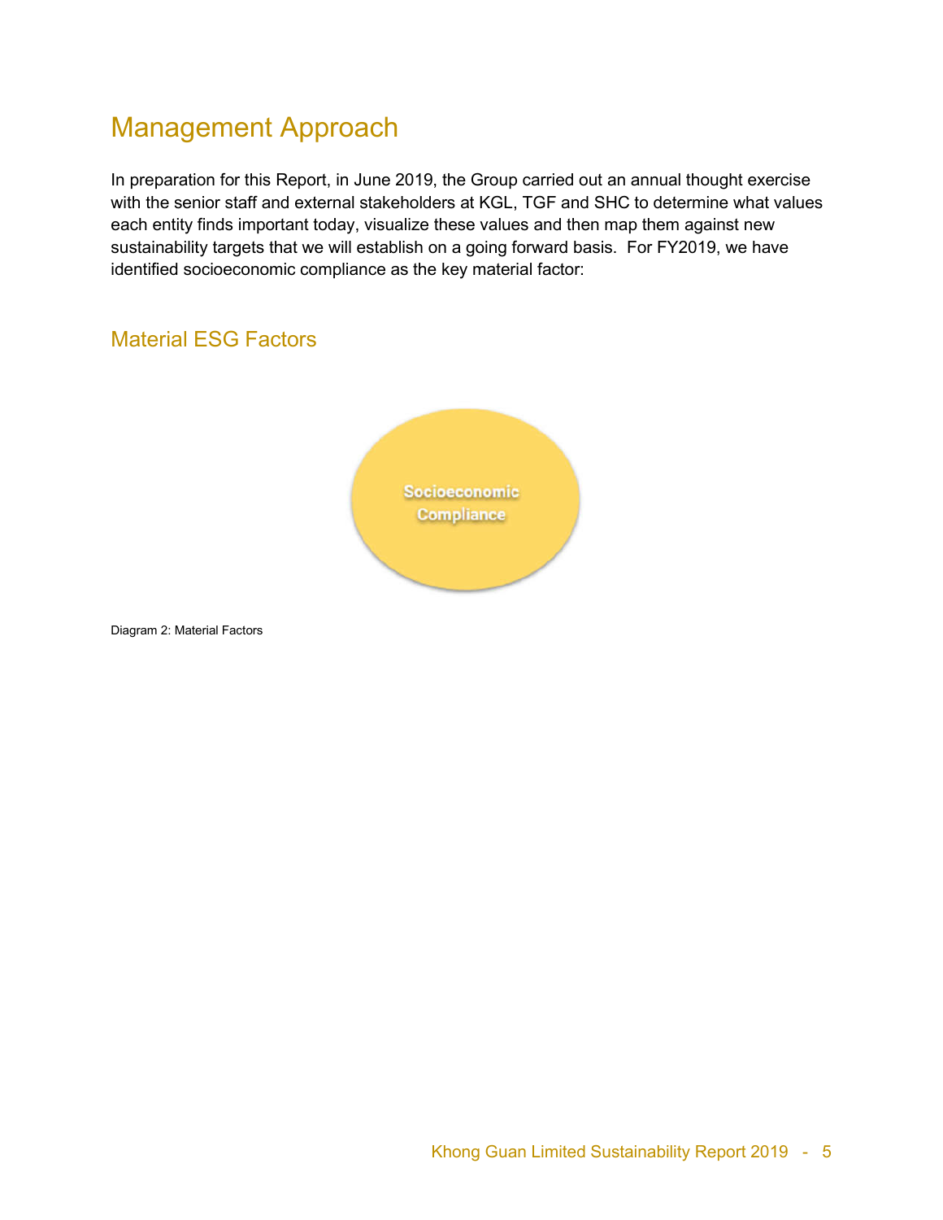# Management Approach

In preparation for this Report, in June 2019, the Group carried out an annual thought exercise with the senior staff and external stakeholders at KGL, TGF and SHC to determine what values each entity finds important today, visualize these values and then map them against new sustainability targets that we will establish on a going forward basis. For FY2019, we have identified socioeconomic compliance as the key material factor:

## Material ESG Factors

Socioeconomic Compliance

Diagram 2: Material Factors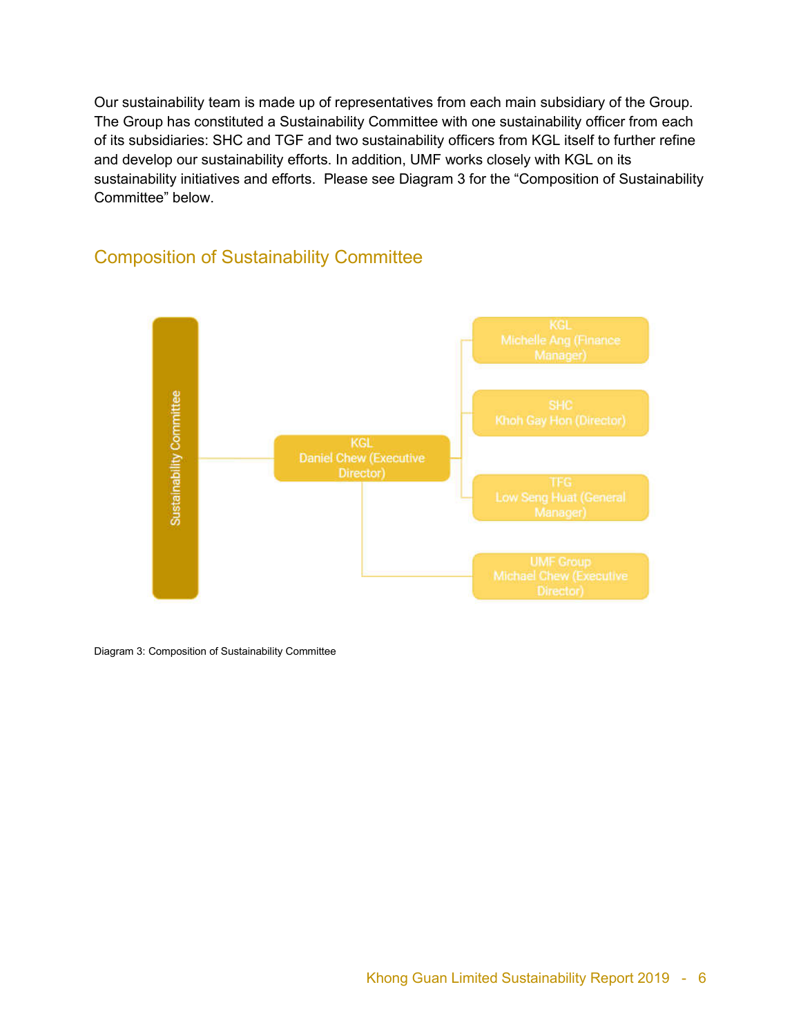Our sustainability team is made up of representatives from each main subsidiary of the Group. The Group has constituted a Sustainability Committee with one sustainability officer from each of its subsidiaries: SHC and TGF and two sustainability officers from KGL itself to further refine and develop our sustainability efforts. In addition, UMF works closely with KGL on its sustainability initiatives and efforts. Please see Diagram 3 for the "Composition of Sustainability Committee" below.

## Composition of Sustainability Committee

- Sustainability Committee
  - KGL – Daniel Chew (Executive Director)
    - KGL – Michelle Ang (Finance Manager)
    - SHC – Khoh Gay Hon (Director)
    - TFG – Low Seng Huat (General Manager)
    - UMF Group – Michael Chew (Executive Director)

Diagram 3: Composition of Sustainability Committee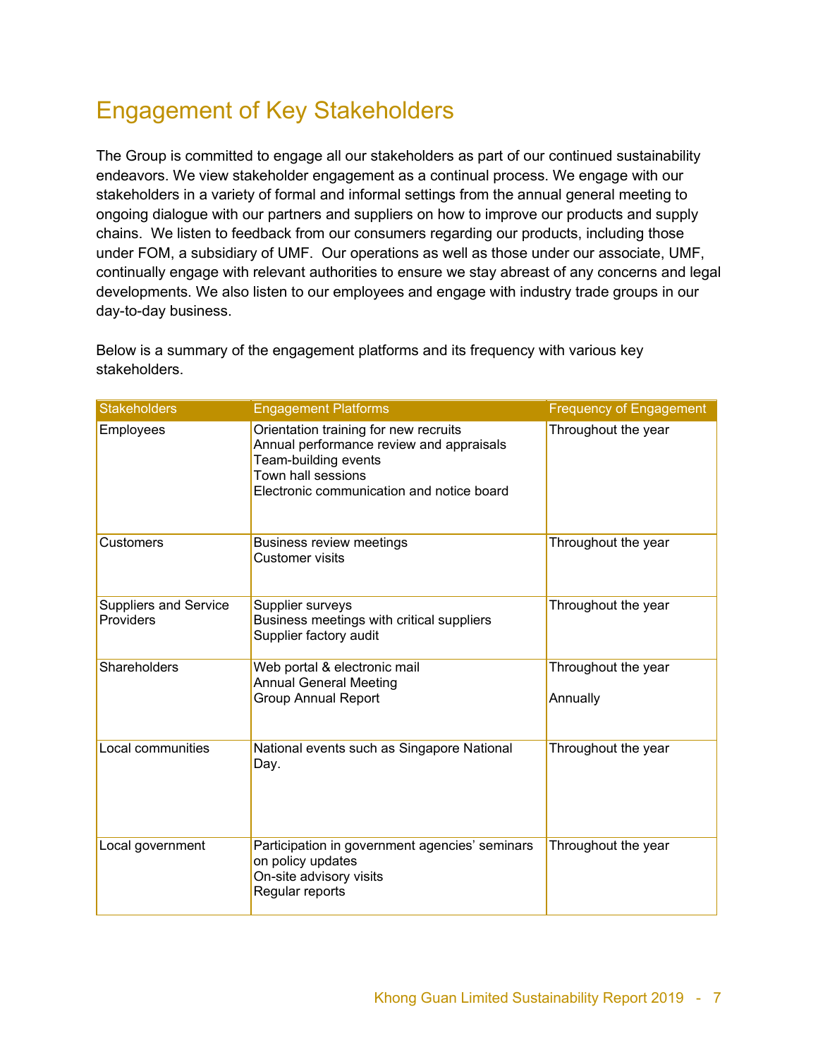# Engagement of Key Stakeholders

The Group is committed to engage all our stakeholders as part of our continued sustainability endeavors. We view stakeholder engagement as a continual process. We engage with our stakeholders in a variety of formal and informal settings from the annual general meeting to ongoing dialogue with our partners and suppliers on how to improve our products and supply chains. We listen to feedback from our consumers regarding our products, including those under FOM, a subsidiary of UMF. Our operations as well as those under our associate, UMF, continually engage with relevant authorities to ensure we stay abreast of any concerns and legal developments. We also listen to our employees and engage with industry trade groups in our day-to-day business.

Below is a summary of the engagement platforms and its frequency with various key stakeholders.

| Stakeholders | Engagement Platforms | Frequency of Engagement |
|---|---|---|
| Employees | Orientation training for new recruits<br>Annual performance review and appraisals<br>Team-building events<br>Town hall sessions<br>Electronic communication and notice board | Throughout the year |
| Customers | Business review meetings<br>Customer visits | Throughout the year |
| Suppliers and Service Providers | Supplier surveys<br>Business meetings with critical suppliers<br>Supplier factory audit | Throughout the year |
| Shareholders | Web portal & electronic mail<br>Annual General Meeting<br>Group Annual Report | Throughout the year<br><br>Annually |
| Local communities | National events such as Singapore National Day. | Throughout the year |
| Local government | Participation in government agencies' seminars on policy updates<br>On-site advisory visits<br>Regular reports | Throughout the year |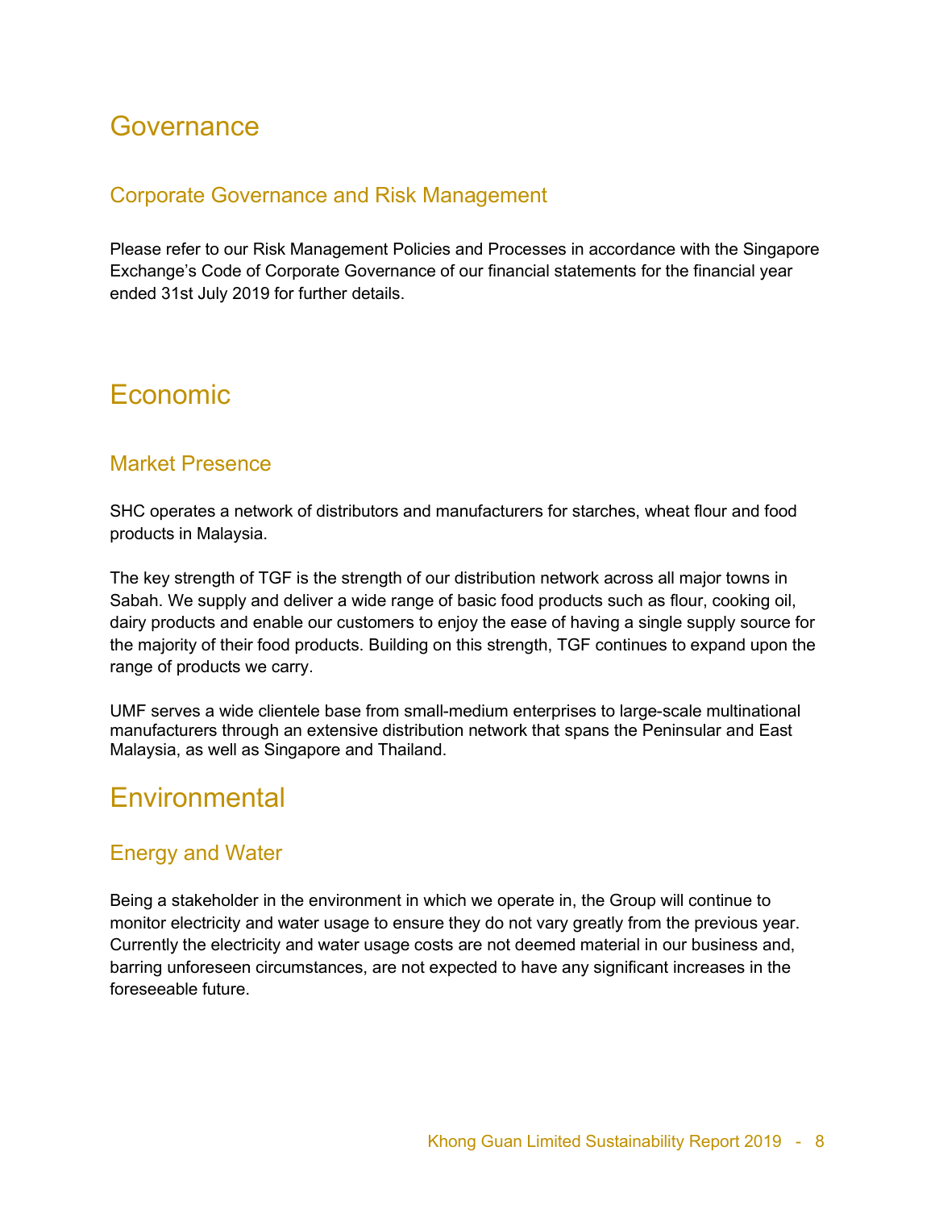# Governance

## Corporate Governance and Risk Management

Please refer to our Risk Management Policies and Processes in accordance with the Singapore Exchange's Code of Corporate Governance of our financial statements for the financial year ended 31st July 2019 for further details.

# Economic

## Market Presence

SHC operates a network of distributors and manufacturers for starches, wheat flour and food products in Malaysia.

The key strength of TGF is the strength of our distribution network across all major towns in Sabah. We supply and deliver a wide range of basic food products such as flour, cooking oil, dairy products and enable our customers to enjoy the ease of having a single supply source for the majority of their food products. Building on this strength, TGF continues to expand upon the range of products we carry.

UMF serves a wide clientele base from small-medium enterprises to large-scale multinational manufacturers through an extensive distribution network that spans the Peninsular and East Malaysia, as well as Singapore and Thailand.

# Environmental

## Energy and Water

Being a stakeholder in the environment in which we operate in, the Group will continue to monitor electricity and water usage to ensure they do not vary greatly from the previous year. Currently the electricity and water usage costs are not deemed material in our business and, barring unforeseen circumstances, are not expected to have any significant increases in the foreseeable future.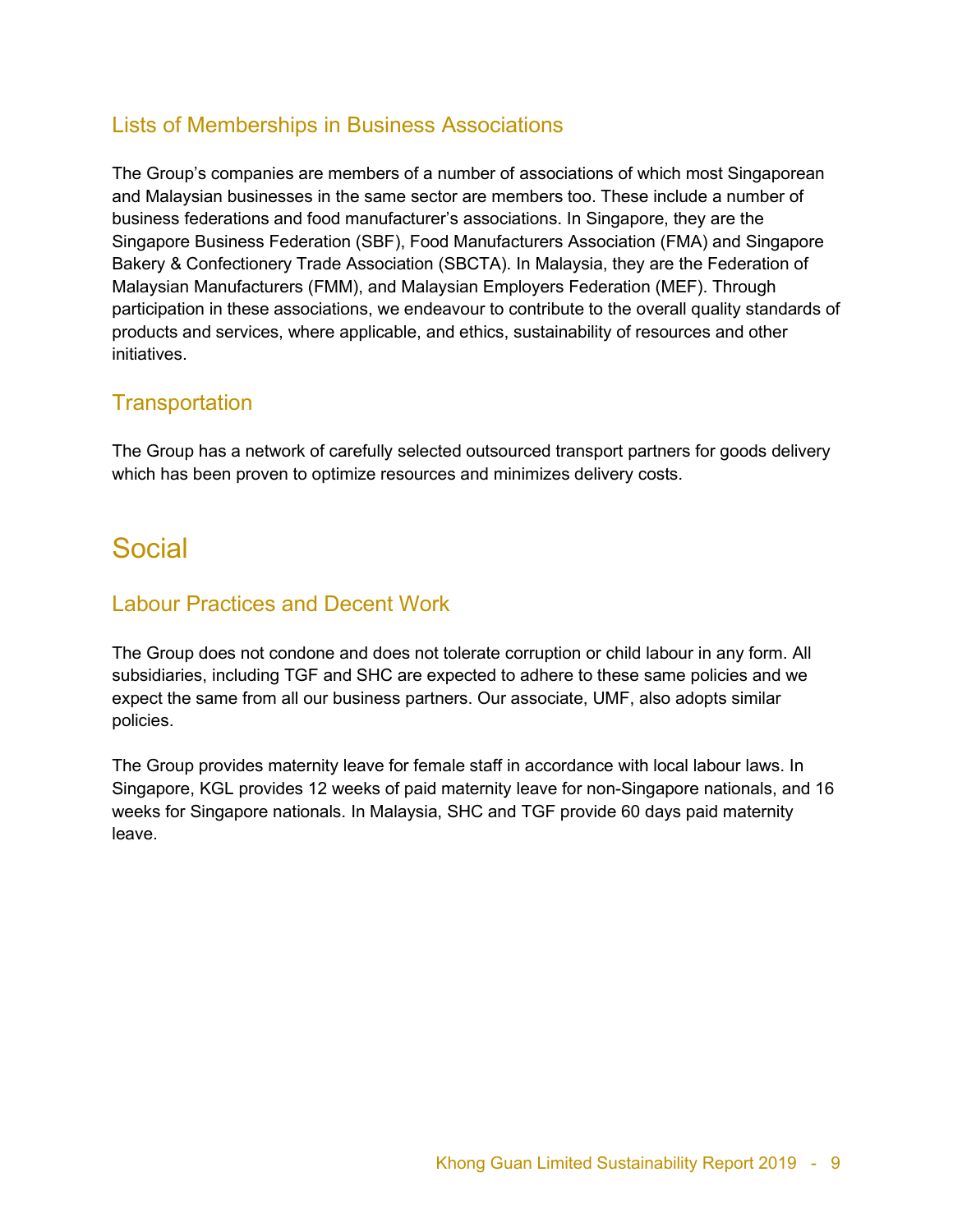## Lists of Memberships in Business Associations

The Group’s companies are members of a number of associations of which most Singaporean and Malaysian businesses in the same sector are members too. These include a number of business federations and food manufacturer’s associations. In Singapore, they are the Singapore Business Federation (SBF), Food Manufacturers Association (FMA) and Singapore Bakery & Confectionery Trade Association (SBCTA). In Malaysia, they are the Federation of Malaysian Manufacturers (FMM), and Malaysian Employers Federation (MEF). Through participation in these associations, we endeavour to contribute to the overall quality standards of products and services, where applicable, and ethics, sustainability of resources and other initiatives.

## Transportation

The Group has a network of carefully selected outsourced transport partners for goods delivery which has been proven to optimize resources and minimizes delivery costs.

# Social

## Labour Practices and Decent Work

The Group does not condone and does not tolerate corruption or child labour in any form. All subsidiaries, including TGF and SHC are expected to adhere to these same policies and we expect the same from all our business partners. Our associate, UMF, also adopts similar policies.

The Group provides maternity leave for female staff in accordance with local labour laws. In Singapore, KGL provides 12 weeks of paid maternity leave for non-Singapore nationals, and 16 weeks for Singapore nationals. In Malaysia, SHC and TGF provide 60 days paid maternity leave.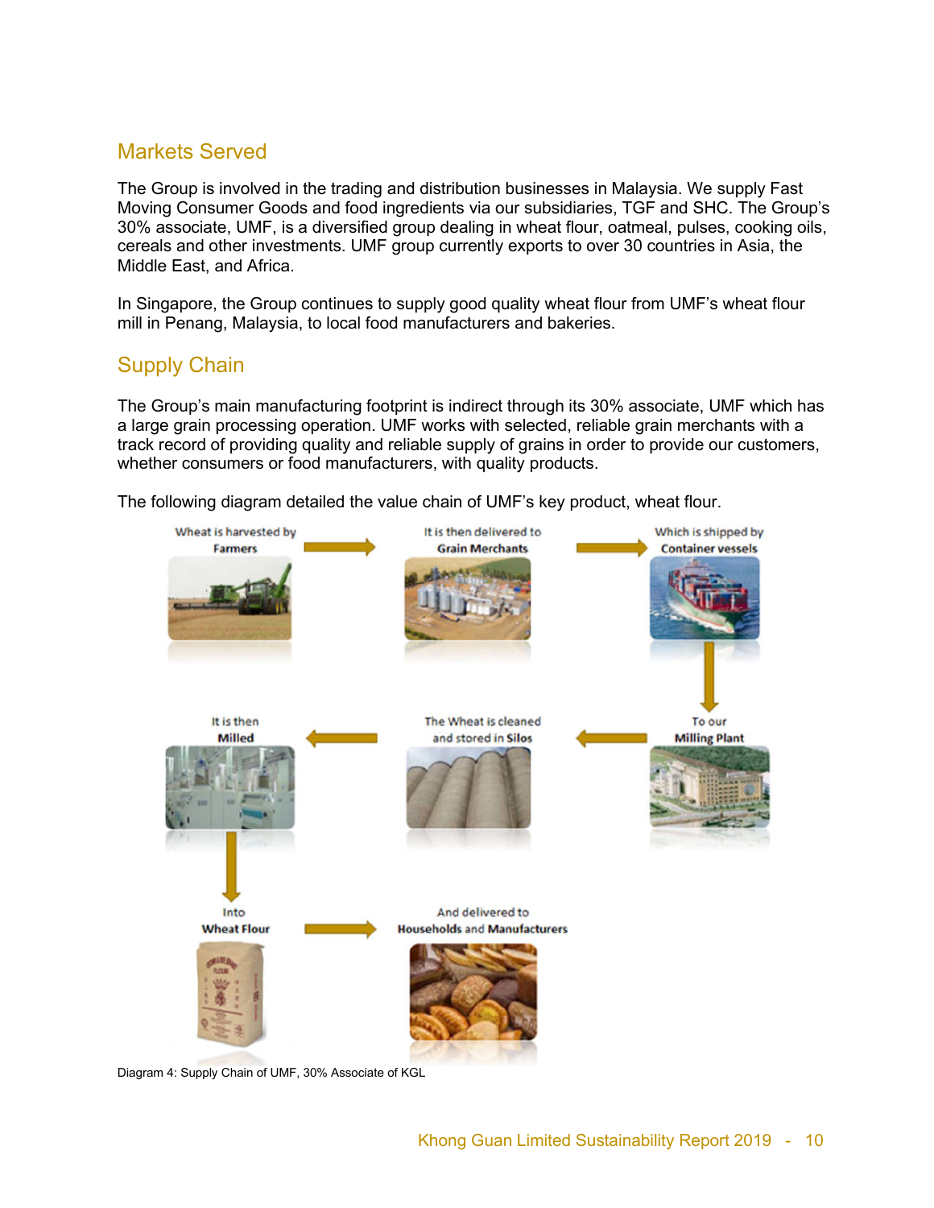## Markets Served

The Group is involved in the trading and distribution businesses in Malaysia. We supply Fast Moving Consumer Goods and food ingredients via our subsidiaries, TGF and SHC. The Group's 30% associate, UMF, is a diversified group dealing in wheat flour, oatmeal, pulses, cooking oils, cereals and other investments. UMF group currently exports to over 30 countries in Asia, the Middle East, and Africa.

In Singapore, the Group continues to supply good quality wheat flour from UMF's wheat flour mill in Penang, Malaysia, to local food manufacturers and bakeries.

## Supply Chain

The Group's main manufacturing footprint is indirect through its 30% associate, UMF which has a large grain processing operation. UMF works with selected, reliable grain merchants with a track record of providing quality and reliable supply of grains in order to provide our customers, whether consumers or food manufacturers, with quality products.

The following diagram detailed the value chain of UMF's key product, wheat flour.

Wheat is harvested by **Farmers** → It is then delivered to **Grain Merchants** → Which is shipped by **Container vessels** → To our **Milling Plant** → The Wheat is cleaned and stored in **Silos** → It is then **Milled** → Into **Wheat Flour** → And delivered to **Households** and **Manufacturers**

Diagram 4: Supply Chain of UMF, 30% Associate of KGL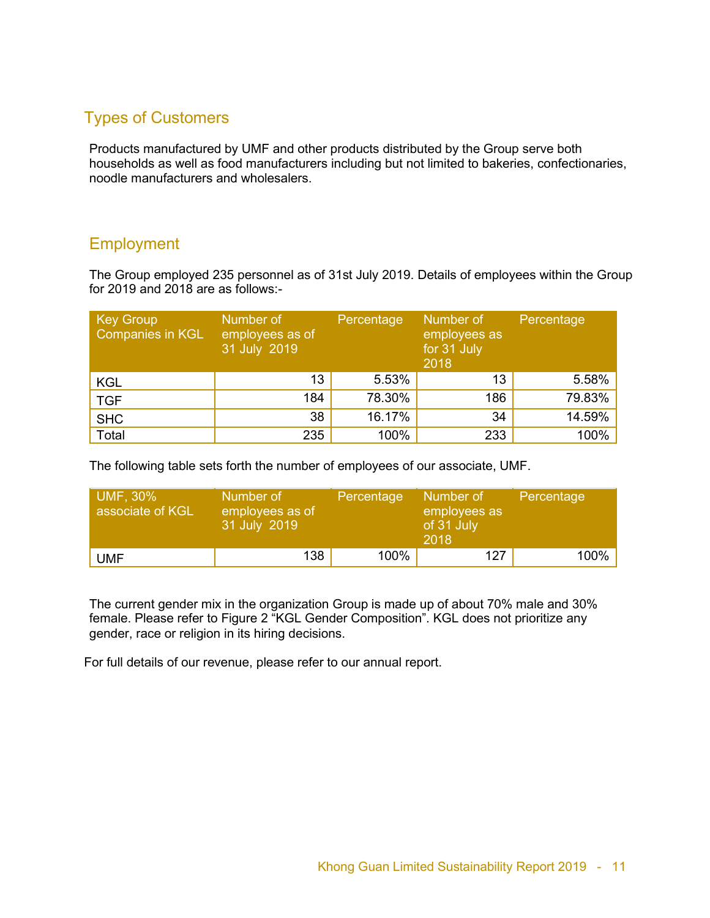## Types of Customers

Products manufactured by UMF and other products distributed by the Group serve both households as well as food manufacturers including but not limited to bakeries, confectionaries, noodle manufacturers and wholesalers.

## Employment

The Group employed 235 personnel as of 31st July 2019. Details of employees within the Group for 2019 and 2018 are as follows:-

| Key Group Companies in KGL | Number of employees as of 31 July 2019 | Percentage | Number of employees as for 31 July 2018 | Percentage |
|---|---|---|---|---|
| KGL | 13 | 5.53% | 13 | 5.58% |
| TGF | 184 | 78.30% | 186 | 79.83% |
| SHC | 38 | 16.17% | 34 | 14.59% |
| Total | 235 | 100% | 233 | 100% |

The following table sets forth the number of employees of our associate, UMF.

| UMF, 30% associate of KGL | Number of employees as of 31 July 2019 | Percentage | Number of employees as of 31 July 2018 | Percentage |
|---|---|---|---|---|
| UMF | 138 | 100% | 127 | 100% |

The current gender mix in the organization Group is made up of about 70% male and 30% female. Please refer to Figure 2 "KGL Gender Composition". KGL does not prioritize any gender, race or religion in its hiring decisions.

For full details of our revenue, please refer to our annual report.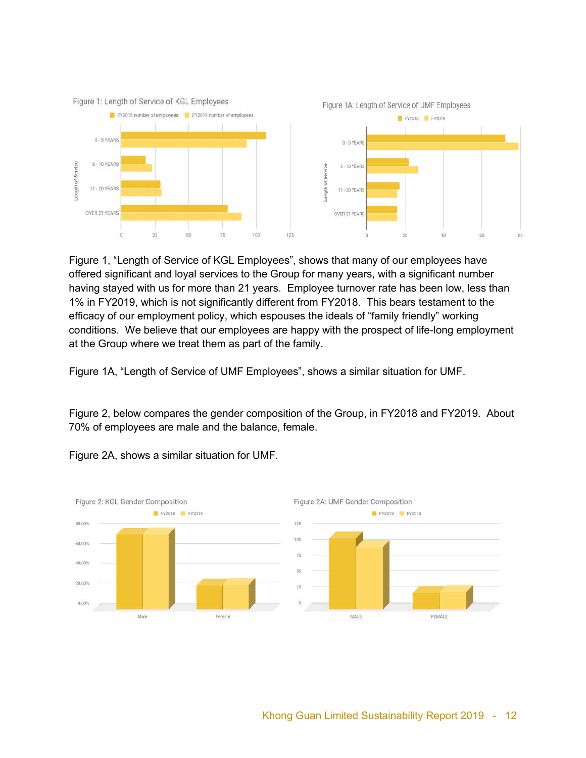Figure 1: Length of Service of KGL Employees

Figure 1A: Length of Service of UMF Employees

Figure 1, "Length of Service of KGL Employees", shows that many of our employees have offered significant and loyal services to the Group for many years, with a significant number having stayed with us for more than 21 years. Employee turnover rate has been low, less than 1% in FY2019, which is not significantly different from FY2018. This bears testament to the efficacy of our employment policy, which espouses the ideals of "family friendly" working conditions. We believe that our employees are happy with the prospect of life-long employment at the Group where we treat them as part of the family.

Figure 1A, "Length of Service of UMF Employees", shows a similar situation for UMF.

Figure 2, below compares the gender composition of the Group, in FY2018 and FY2019. About 70% of employees are male and the balance, female.

Figure 2A, shows a similar situation for UMF.

Figure 2: KGL Gender Composition

Figure 2A: UMF Gender Composition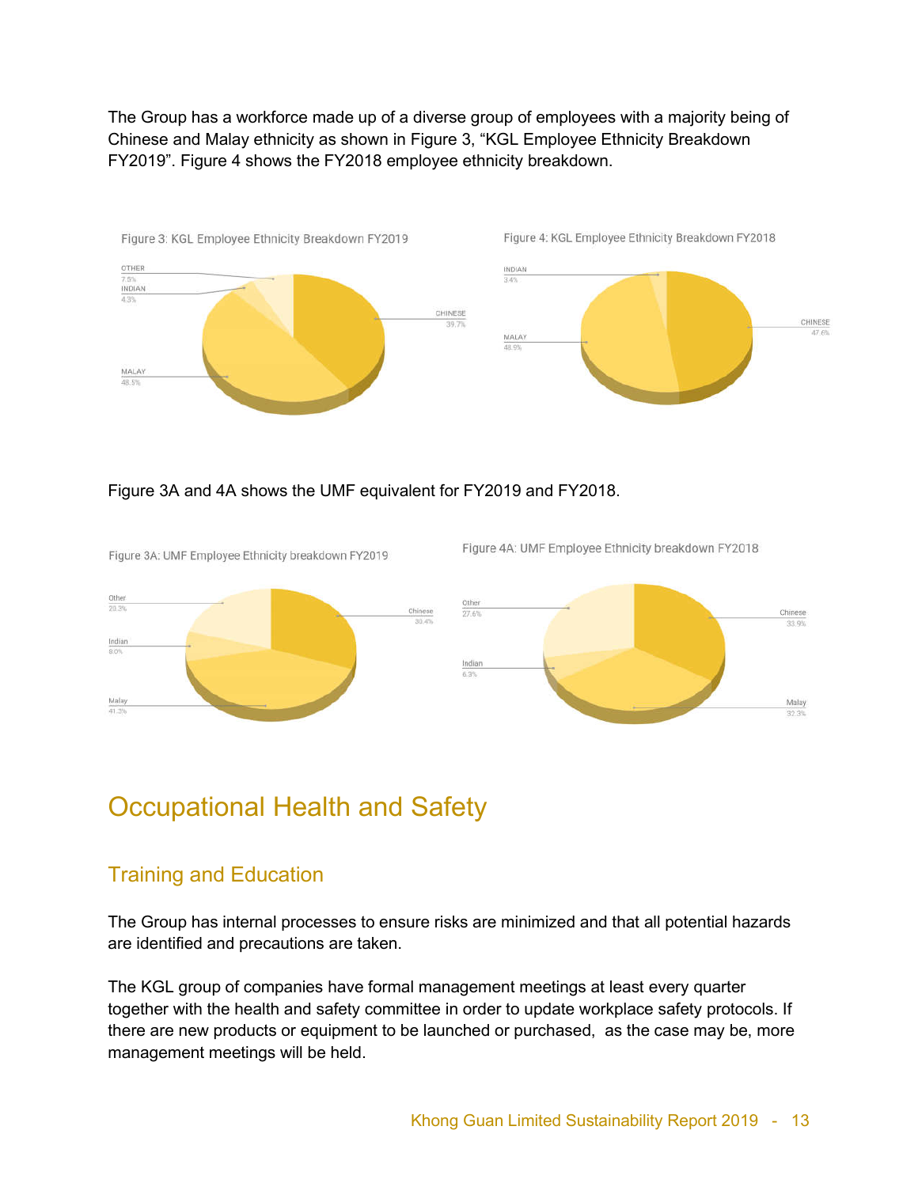The Group has a workforce made up of a diverse group of employees with a majority being of Chinese and Malay ethnicity as shown in Figure 3, "KGL Employee Ethnicity Breakdown FY2019". Figure 4 shows the FY2018 employee ethnicity breakdown.

Figure 3: KGL Employee Ethnicity Breakdown FY2019

| Ethnicity | Percentage |
|---|---|
| OTHER | 7.5% |
| INDIAN | 4.3% |
| CHINESE | 39.7% |
| MALAY | 48.5% |

Figure 4: KGL Employee Ethnicity Breakdown FY2018

| Ethnicity | Percentage |
|---|---|
| INDIAN | 3.4% |
| CHINESE | 47.6% |
| MALAY | 48.9% |

Figure 3A and 4A shows the UMF equivalent for FY2019 and FY2018.

Figure 3A: UMF Employee Ethnicity breakdown FY2019

| Ethnicity | Percentage |
|---|---|
| Other | 20.3% |
| Indian | 8.0% |
| Chinese | 30.4% |
| Malay | 41.3% |

Figure 4A: UMF Employee Ethnicity breakdown FY2018

| Ethnicity | Percentage |
|---|---|
| Other | 27.6% |
| Indian | 6.3% |
| Chinese | 33.9% |
| Malay | 32.3% |

# Occupational Health and Safety

## Training and Education

The Group has internal processes to ensure risks are minimized and that all potential hazards are identified and precautions are taken.

The KGL group of companies have formal management meetings at least every quarter together with the health and safety committee in order to update workplace safety protocols. If there are new products or equipment to be launched or purchased, as the case may be, more management meetings will be held.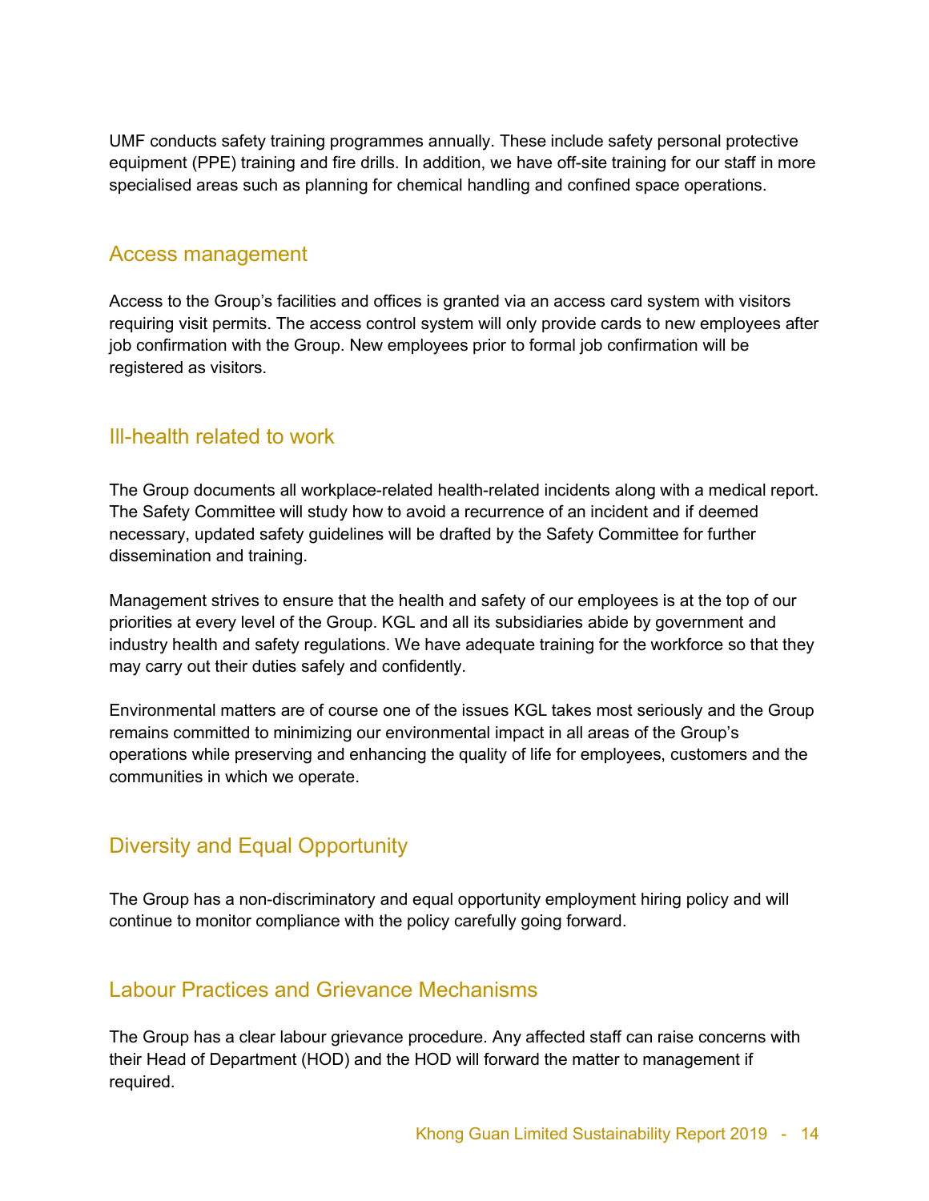UMF conducts safety training programmes annually. These include safety personal protective equipment (PPE) training and fire drills. In addition, we have off-site training for our staff in more specialised areas such as planning for chemical handling and confined space operations.

## Access management

Access to the Group's facilities and offices is granted via an access card system with visitors requiring visit permits. The access control system will only provide cards to new employees after job confirmation with the Group. New employees prior to formal job confirmation will be registered as visitors.

## Ill-health related to work

The Group documents all workplace-related health-related incidents along with a medical report. The Safety Committee will study how to avoid a recurrence of an incident and if deemed necessary, updated safety guidelines will be drafted by the Safety Committee for further dissemination and training.

Management strives to ensure that the health and safety of our employees is at the top of our priorities at every level of the Group. KGL and all its subsidiaries abide by government and industry health and safety regulations. We have adequate training for the workforce so that they may carry out their duties safely and confidently.

Environmental matters are of course one of the issues KGL takes most seriously and the Group remains committed to minimizing our environmental impact in all areas of the Group's operations while preserving and enhancing the quality of life for employees, customers and the communities in which we operate.

## Diversity and Equal Opportunity

The Group has a non-discriminatory and equal opportunity employment hiring policy and will continue to monitor compliance with the policy carefully going forward.

## Labour Practices and Grievance Mechanisms

The Group has a clear labour grievance procedure. Any affected staff can raise concerns with their Head of Department (HOD) and the HOD will forward the matter to management if required.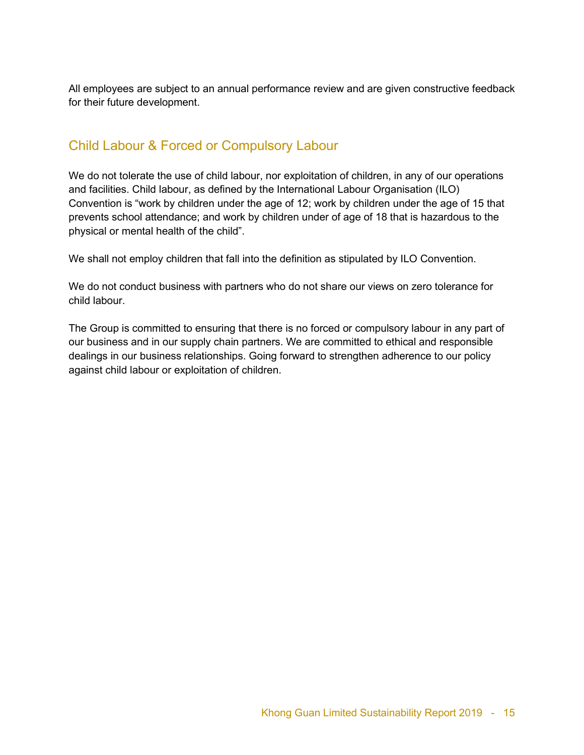All employees are subject to an annual performance review and are given constructive feedback for their future development.

## Child Labour & Forced or Compulsory Labour

We do not tolerate the use of child labour, nor exploitation of children, in any of our operations and facilities. Child labour, as defined by the International Labour Organisation (ILO) Convention is "work by children under the age of 12; work by children under the age of 15 that prevents school attendance; and work by children under of age of 18 that is hazardous to the physical or mental health of the child".

We shall not employ children that fall into the definition as stipulated by ILO Convention.

We do not conduct business with partners who do not share our views on zero tolerance for child labour.

The Group is committed to ensuring that there is no forced or compulsory labour in any part of our business and in our supply chain partners. We are committed to ethical and responsible dealings in our business relationships. Going forward to strengthen adherence to our policy against child labour or exploitation of children.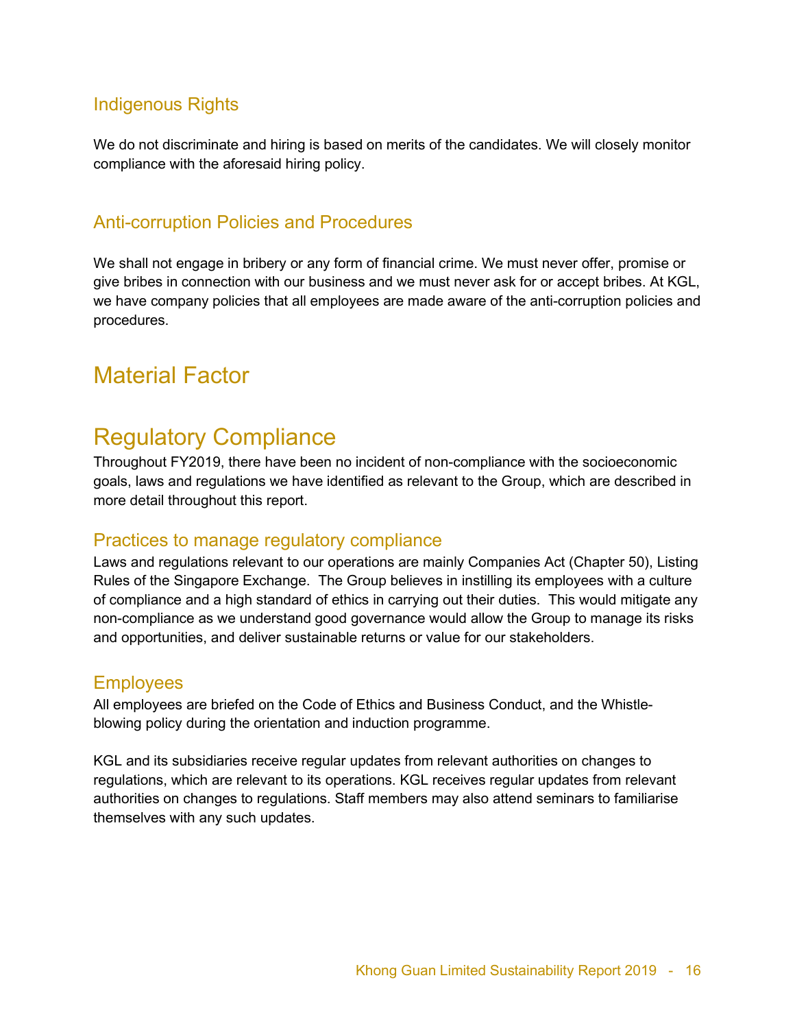## Indigenous Rights

We do not discriminate and hiring is based on merits of the candidates. We will closely monitor compliance with the aforesaid hiring policy.

## Anti-corruption Policies and Procedures

We shall not engage in bribery or any form of financial crime. We must never offer, promise or give bribes in connection with our business and we must never ask for or accept bribes. At KGL, we have company policies that all employees are made aware of the anti-corruption policies and procedures.

# Material Factor

# Regulatory Compliance

Throughout FY2019, there have been no incident of non-compliance with the socioeconomic goals, laws and regulations we have identified as relevant to the Group, which are described in more detail throughout this report.

## Practices to manage regulatory compliance

Laws and regulations relevant to our operations are mainly Companies Act (Chapter 50), Listing Rules of the Singapore Exchange. The Group believes in instilling its employees with a culture of compliance and a high standard of ethics in carrying out their duties. This would mitigate any non-compliance as we understand good governance would allow the Group to manage its risks and opportunities, and deliver sustainable returns or value for our stakeholders.

## Employees

All employees are briefed on the Code of Ethics and Business Conduct, and the Whistle-blowing policy during the orientation and induction programme.

KGL and its subsidiaries receive regular updates from relevant authorities on changes to regulations, which are relevant to its operations. KGL receives regular updates from relevant authorities on changes to regulations. Staff members may also attend seminars to familiarise themselves with any such updates.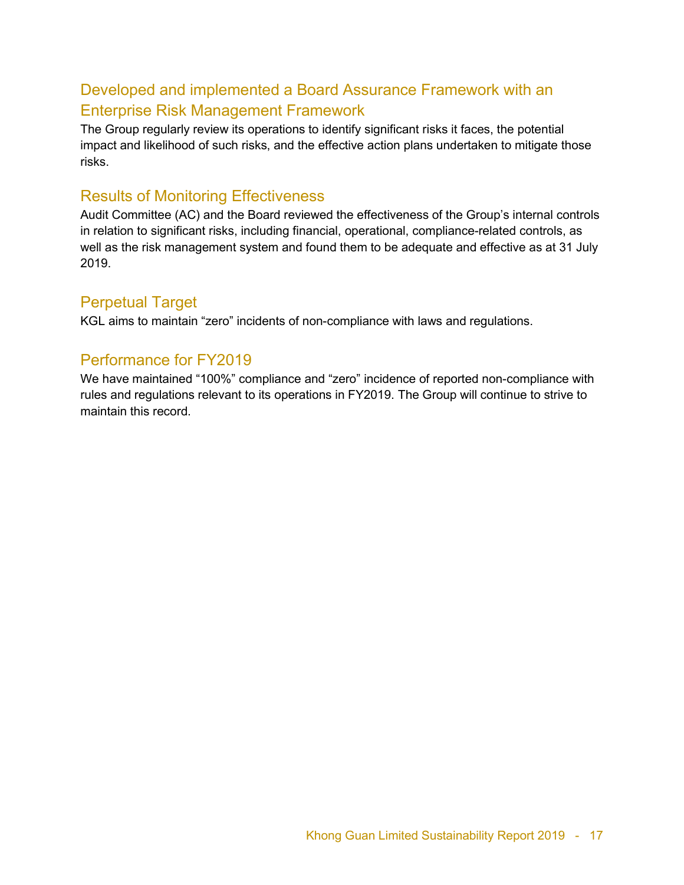## Developed and implemented a Board Assurance Framework with an Enterprise Risk Management Framework

The Group regularly review its operations to identify significant risks it faces, the potential impact and likelihood of such risks, and the effective action plans undertaken to mitigate those risks.

## Results of Monitoring Effectiveness

Audit Committee (AC) and the Board reviewed the effectiveness of the Group's internal controls in relation to significant risks, including financial, operational, compliance-related controls, as well as the risk management system and found them to be adequate and effective as at 31 July 2019.

## Perpetual Target

KGL aims to maintain "zero" incidents of non-compliance with laws and regulations.

## Performance for FY2019

We have maintained "100%" compliance and "zero" incidence of reported non-compliance with rules and regulations relevant to its operations in FY2019. The Group will continue to strive to maintain this record.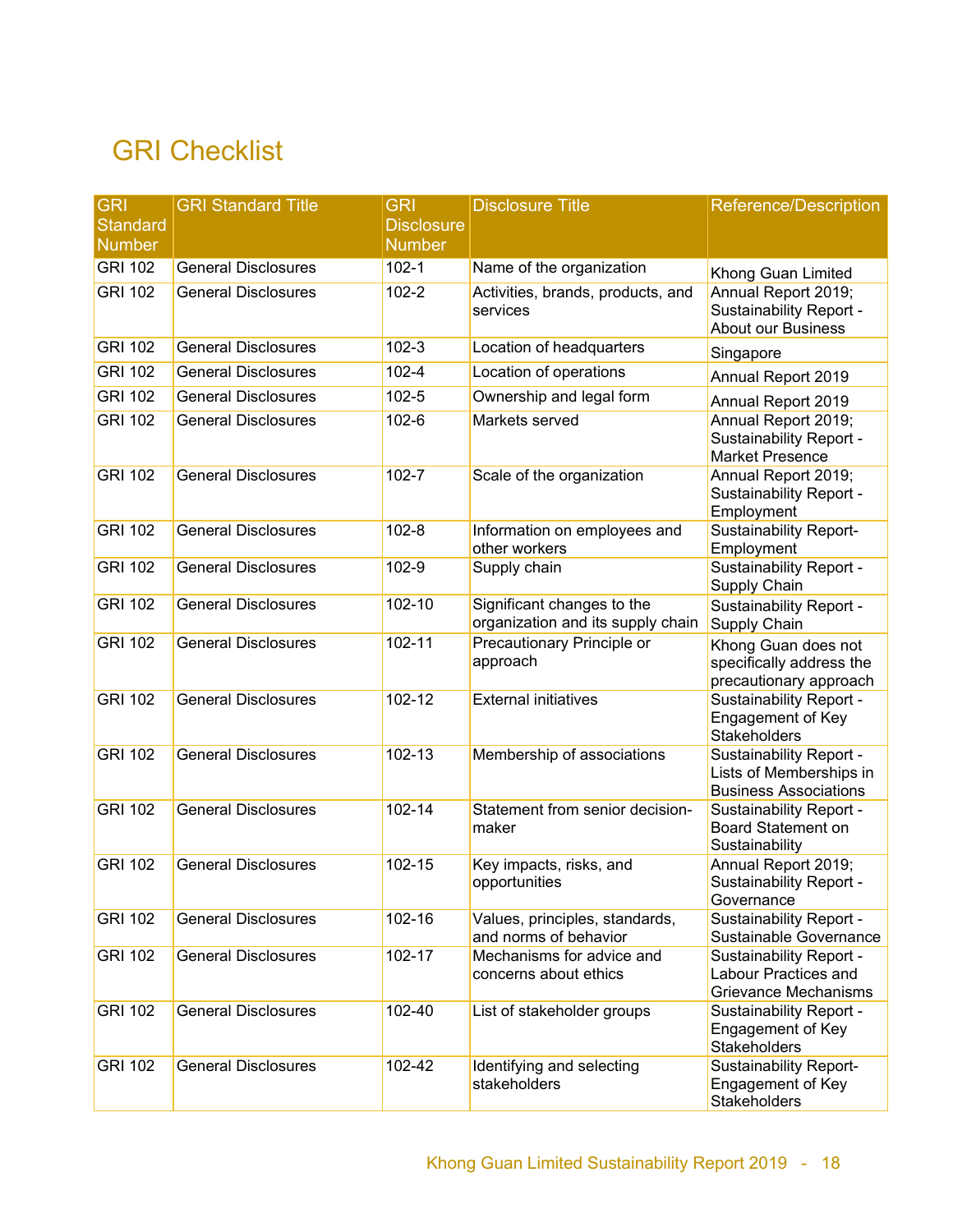# GRI Checklist

| GRI Standard Number | GRI Standard Title | GRI Disclosure Number | Disclosure Title | Reference/Description |
|---|---|---|---|---|
| GRI 102 | General Disclosures | 102-1 | Name of the organization | Khong Guan Limited |
| GRI 102 | General Disclosures | 102-2 | Activities, brands, products, and services | Annual Report 2019; Sustainability Report - About our Business |
| GRI 102 | General Disclosures | 102-3 | Location of headquarters | Singapore |
| GRI 102 | General Disclosures | 102-4 | Location of operations | Annual Report 2019 |
| GRI 102 | General Disclosures | 102-5 | Ownership and legal form | Annual Report 2019 |
| GRI 102 | General Disclosures | 102-6 | Markets served | Annual Report 2019; Sustainability Report - Market Presence |
| GRI 102 | General Disclosures | 102-7 | Scale of the organization | Annual Report 2019; Sustainability Report - Employment |
| GRI 102 | General Disclosures | 102-8 | Information on employees and other workers | Sustainability Report- Employment |
| GRI 102 | General Disclosures | 102-9 | Supply chain | Sustainability Report - Supply Chain |
| GRI 102 | General Disclosures | 102-10 | Significant changes to the organization and its supply chain | Sustainability Report - Supply Chain |
| GRI 102 | General Disclosures | 102-11 | Precautionary Principle or approach | Khong Guan does not specifically address the precautionary approach |
| GRI 102 | General Disclosures | 102-12 | External initiatives | Sustainability Report - Engagement of Key Stakeholders |
| GRI 102 | General Disclosures | 102-13 | Membership of associations | Sustainability Report - Lists of Memberships in Business Associations |
| GRI 102 | General Disclosures | 102-14 | Statement from senior decision-maker | Sustainability Report - Board Statement on Sustainability |
| GRI 102 | General Disclosures | 102-15 | Key impacts, risks, and opportunities | Annual Report 2019; Sustainability Report - Governance |
| GRI 102 | General Disclosures | 102-16 | Values, principles, standards, and norms of behavior | Sustainability Report - Sustainable Governance |
| GRI 102 | General Disclosures | 102-17 | Mechanisms for advice and concerns about ethics | Sustainability Report - Labour Practices and Grievance Mechanisms |
| GRI 102 | General Disclosures | 102-40 | List of stakeholder groups | Sustainability Report - Engagement of Key Stakeholders |
| GRI 102 | General Disclosures | 102-42 | Identifying and selecting stakeholders | Sustainability Report- Engagement of Key Stakeholders |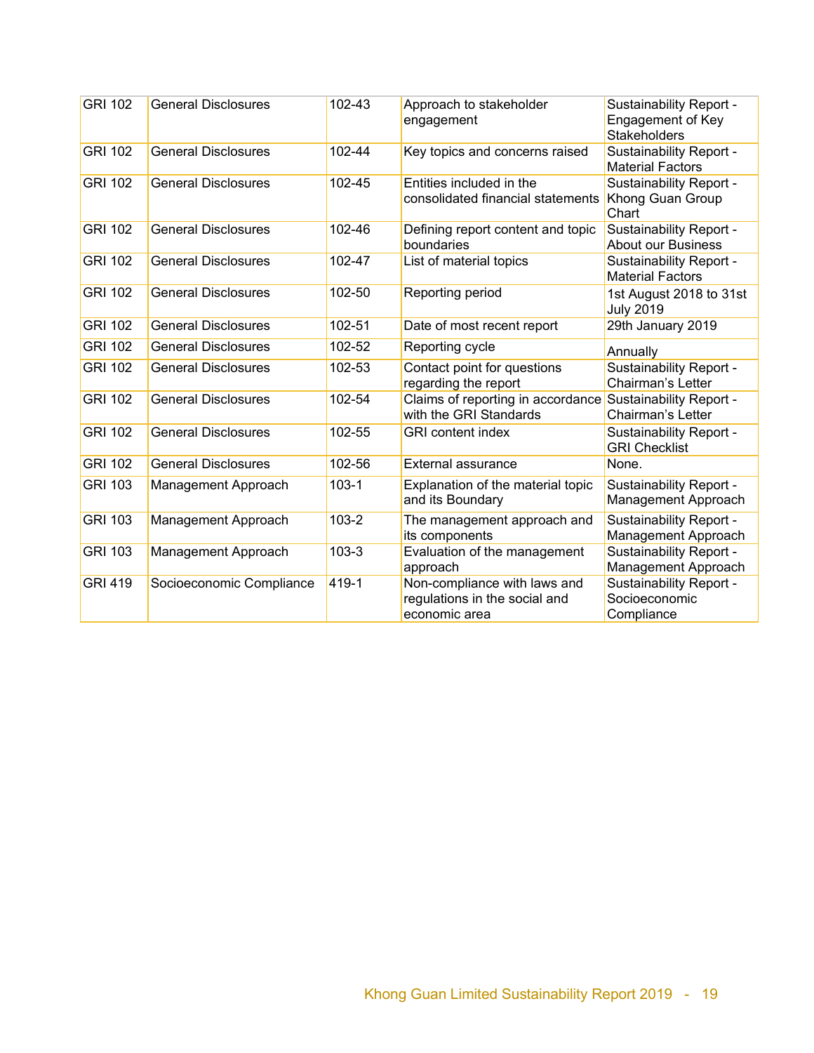| | | | | |
|---|---|---|---|---|
| GRI 102 | General Disclosures | 102-43 | Approach to stakeholder engagement | Sustainability Report - Engagement of Key Stakeholders |
| GRI 102 | General Disclosures | 102-44 | Key topics and concerns raised | Sustainability Report - Material Factors |
| GRI 102 | General Disclosures | 102-45 | Entities included in the consolidated financial statements | Sustainability Report - Khong Guan Group Chart |
| GRI 102 | General Disclosures | 102-46 | Defining report content and topic boundaries | Sustainability Report - About our Business |
| GRI 102 | General Disclosures | 102-47 | List of material topics | Sustainability Report - Material Factors |
| GRI 102 | General Disclosures | 102-50 | Reporting period | 1st August 2018 to 31st July 2019 |
| GRI 102 | General Disclosures | 102-51 | Date of most recent report | 29th January 2019 |
| GRI 102 | General Disclosures | 102-52 | Reporting cycle | Annually |
| GRI 102 | General Disclosures | 102-53 | Contact point for questions regarding the report | Sustainability Report - Chairman's Letter |
| GRI 102 | General Disclosures | 102-54 | Claims of reporting in accordance with the GRI Standards | Sustainability Report - Chairman's Letter |
| GRI 102 | General Disclosures | 102-55 | GRI content index | Sustainability Report - GRI Checklist |
| GRI 102 | General Disclosures | 102-56 | External assurance | None. |
| GRI 103 | Management Approach | 103-1 | Explanation of the material topic and its Boundary | Sustainability Report - Management Approach |
| GRI 103 | Management Approach | 103-2 | The management approach and its components | Sustainability Report - Management Approach |
| GRI 103 | Management Approach | 103-3 | Evaluation of the management approach | Sustainability Report - Management Approach |
| GRI 419 | Socioeconomic Compliance | 419-1 | Non-compliance with laws and regulations in the social and economic area | Sustainability Report - Socioeconomic Compliance |